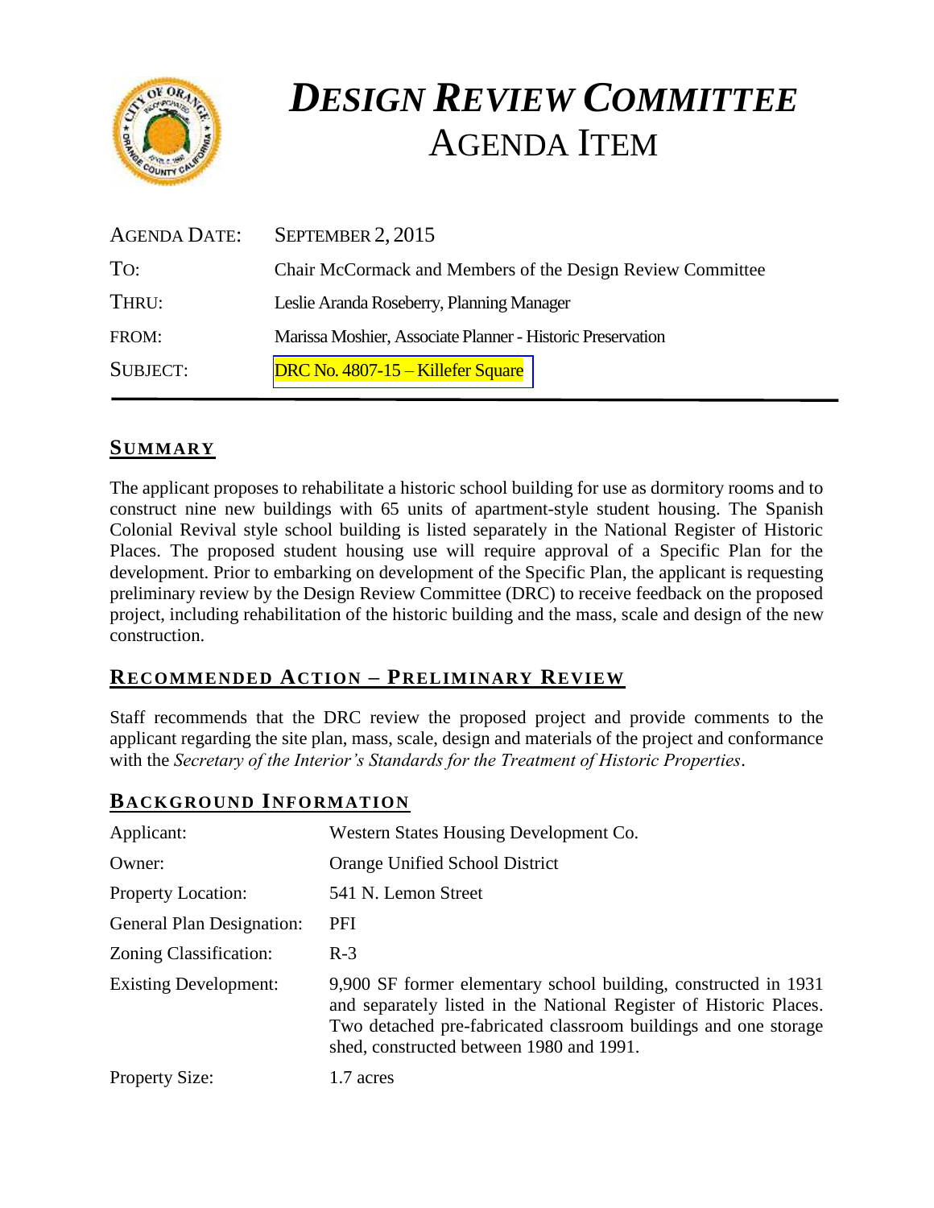# *DESIGN REVIEW COMMITTEE*
# AGENDA ITEM

| | |
|---|---|
| AGENDA DATE: | SEPTEMBER 2, 2015 |
| TO: | Chair McCormack and Members of the Design Review Committee |
| THRU: | Leslie Aranda Roseberry, Planning Manager |
| FROM: | Marissa Moshier, Associate Planner - Historic Preservation |
| SUBJECT: | DRC No. 4807-15 – Killefer Square |

## SUMMARY

The applicant proposes to rehabilitate a historic school building for use as dormitory rooms and to construct nine new buildings with 65 units of apartment-style student housing. The Spanish Colonial Revival style school building is listed separately in the National Register of Historic Places. The proposed student housing use will require approval of a Specific Plan for the development. Prior to embarking on development of the Specific Plan, the applicant is requesting preliminary review by the Design Review Committee (DRC) to receive feedback on the proposed project, including rehabilitation of the historic building and the mass, scale and design of the new construction.

## RECOMMENDED ACTION – PRELIMINARY REVIEW

Staff recommends that the DRC review the proposed project and provide comments to the applicant regarding the site plan, mass, scale, design and materials of the project and conformance with the *Secretary of the Interior's Standards for the Treatment of Historic Properties*.

## BACKGROUND INFORMATION

| | |
|---|---|
| Applicant: | Western States Housing Development Co. |
| Owner: | Orange Unified School District |
| Property Location: | 541 N. Lemon Street |
| General Plan Designation: | PFI |
| Zoning Classification: | R-3 |
| Existing Development: | 9,900 SF former elementary school building, constructed in 1931 and separately listed in the National Register of Historic Places. Two detached pre-fabricated classroom buildings and one storage shed, constructed between 1980 and 1991. |
| Property Size: | 1.7 acres |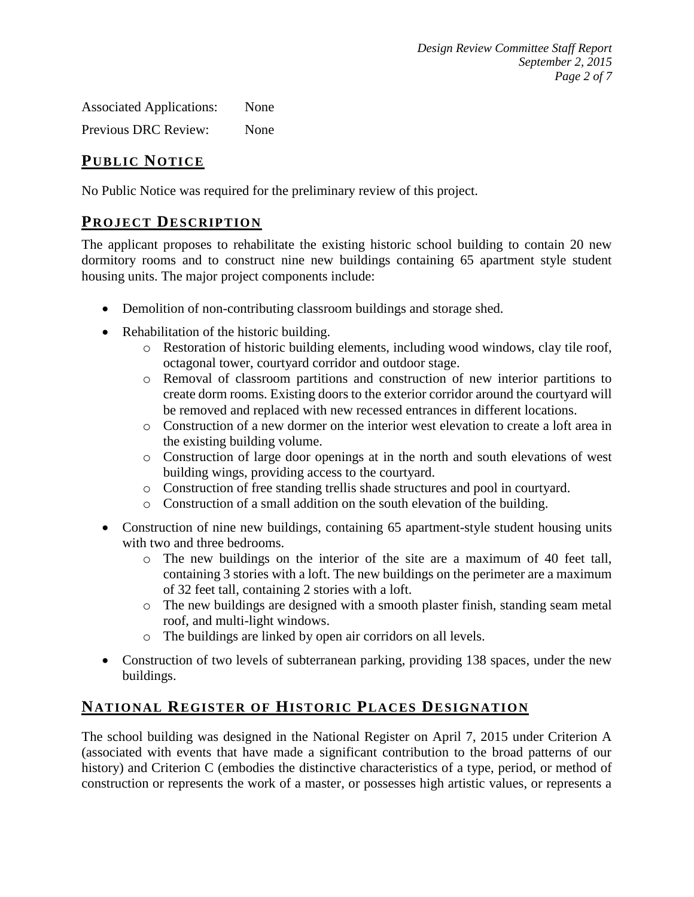Associated Applications: None

Previous DRC Review: None

## PUBLIC NOTICE

No Public Notice was required for the preliminary review of this project.

## PROJECT DESCRIPTION

The applicant proposes to rehabilitate the existing historic school building to contain 20 new dormitory rooms and to construct nine new buildings containing 65 apartment style student housing units. The major project components include:

- Demolition of non-contributing classroom buildings and storage shed.
- Rehabilitation of the historic building.
    - Restoration of historic building elements, including wood windows, clay tile roof, octagonal tower, courtyard corridor and outdoor stage.
    - Removal of classroom partitions and construction of new interior partitions to create dorm rooms. Existing doors to the exterior corridor around the courtyard will be removed and replaced with new recessed entrances in different locations.
    - Construction of a new dormer on the interior west elevation to create a loft area in the existing building volume.
    - Construction of large door openings at in the north and south elevations of west building wings, providing access to the courtyard.
    - Construction of free standing trellis shade structures and pool in courtyard.
    - Construction of a small addition on the south elevation of the building.
- Construction of nine new buildings, containing 65 apartment-style student housing units with two and three bedrooms.
    - The new buildings on the interior of the site are a maximum of 40 feet tall, containing 3 stories with a loft. The new buildings on the perimeter are a maximum of 32 feet tall, containing 2 stories with a loft.
    - The new buildings are designed with a smooth plaster finish, standing seam metal roof, and multi-light windows.
    - The buildings are linked by open air corridors on all levels.
- Construction of two levels of subterranean parking, providing 138 spaces, under the new buildings.

## NATIONAL REGISTER OF HISTORIC PLACES DESIGNATION

The school building was designed in the National Register on April 7, 2015 under Criterion A (associated with events that have made a significant contribution to the broad patterns of our history) and Criterion C (embodies the distinctive characteristics of a type, period, or method of construction or represents the work of a master, or possesses high artistic values, or represents a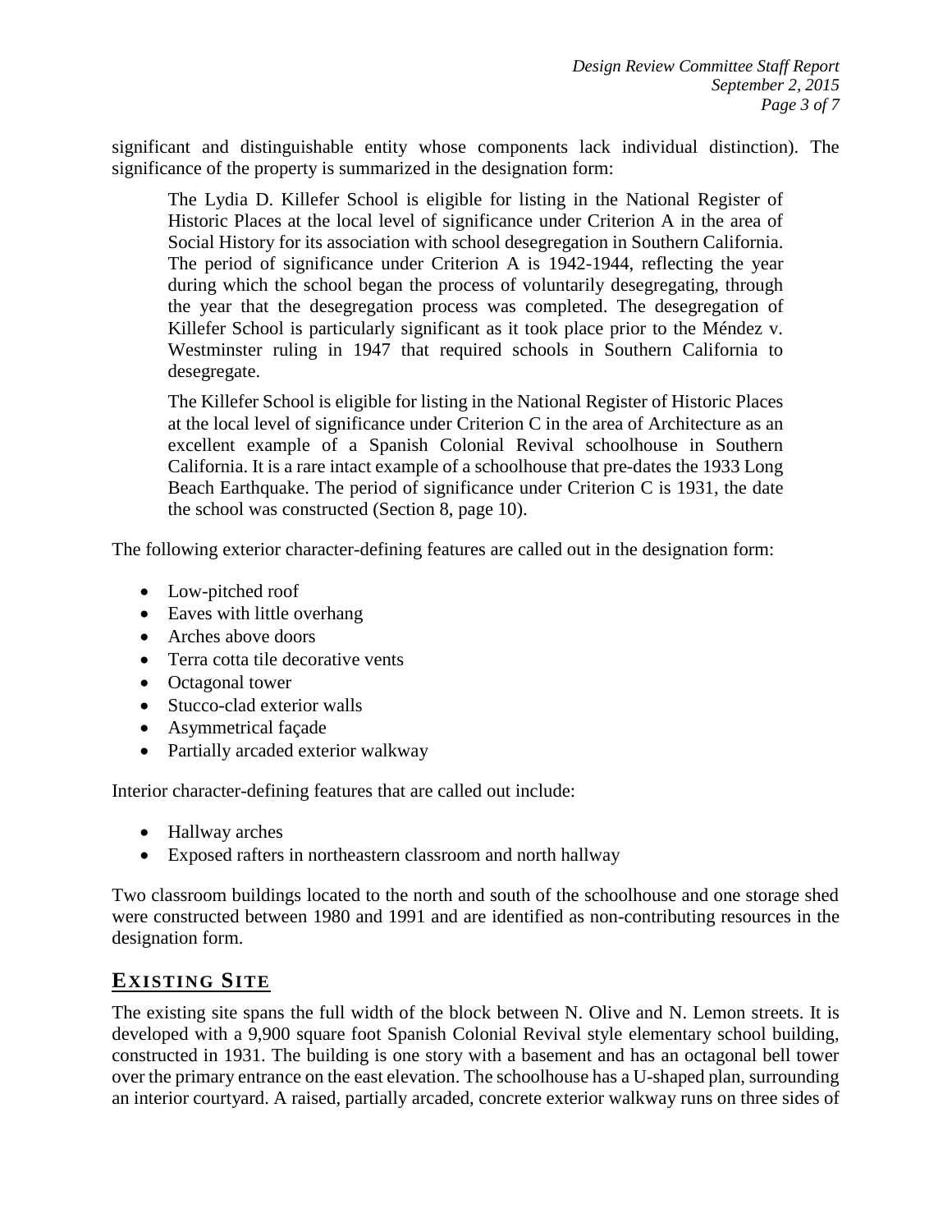significant and distinguishable entity whose components lack individual distinction). The significance of the property is summarized in the designation form:

> The Lydia D. Killefer School is eligible for listing in the National Register of Historic Places at the local level of significance under Criterion A in the area of Social History for its association with school desegregation in Southern California. The period of significance under Criterion A is 1942-1944, reflecting the year during which the school began the process of voluntarily desegregating, through the year that the desegregation process was completed. The desegregation of Killefer School is particularly significant as it took place prior to the Méndez v. Westminster ruling in 1947 that required schools in Southern California to desegregate.
>
> The Killefer School is eligible for listing in the National Register of Historic Places at the local level of significance under Criterion C in the area of Architecture as an excellent example of a Spanish Colonial Revival schoolhouse in Southern California. It is a rare intact example of a schoolhouse that pre-dates the 1933 Long Beach Earthquake. The period of significance under Criterion C is 1931, the date the school was constructed (Section 8, page 10).

The following exterior character-defining features are called out in the designation form:

- Low-pitched roof
- Eaves with little overhang
- Arches above doors
- Terra cotta tile decorative vents
- Octagonal tower
- Stucco-clad exterior walls
- Asymmetrical façade
- Partially arcaded exterior walkway

Interior character-defining features that are called out include:

- Hallway arches
- Exposed rafters in northeastern classroom and north hallway

Two classroom buildings located to the north and south of the schoolhouse and one storage shed were constructed between 1980 and 1991 and are identified as non-contributing resources in the designation form.

## EXISTING SITE

The existing site spans the full width of the block between N. Olive and N. Lemon streets. It is developed with a 9,900 square foot Spanish Colonial Revival style elementary school building, constructed in 1931. The building is one story with a basement and has an octagonal bell tower over the primary entrance on the east elevation. The schoolhouse has a U-shaped plan, surrounding an interior courtyard. A raised, partially arcaded, concrete exterior walkway runs on three sides of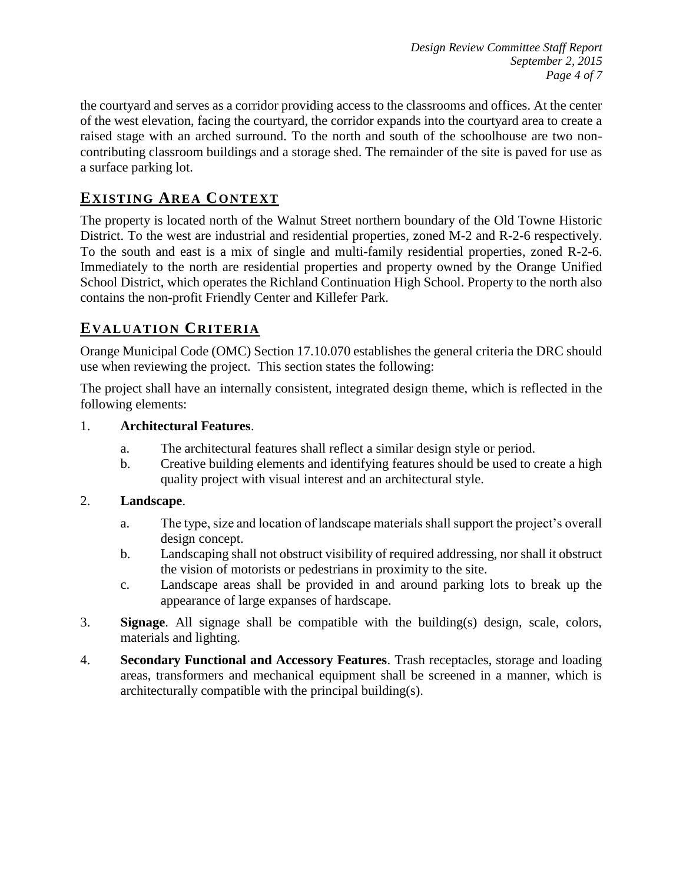the courtyard and serves as a corridor providing access to the classrooms and offices. At the center of the west elevation, facing the courtyard, the corridor expands into the courtyard area to create a raised stage with an arched surround. To the north and south of the schoolhouse are two non-contributing classroom buildings and a storage shed. The remainder of the site is paved for use as a surface parking lot.

## EXISTING AREA CONTEXT

The property is located north of the Walnut Street northern boundary of the Old Towne Historic District. To the west are industrial and residential properties, zoned M-2 and R-2-6 respectively. To the south and east is a mix of single and multi-family residential properties, zoned R-2-6. Immediately to the north are residential properties and property owned by the Orange Unified School District, which operates the Richland Continuation High School. Property to the north also contains the non-profit Friendly Center and Killefer Park.

## EVALUATION CRITERIA

Orange Municipal Code (OMC) Section 17.10.070 establishes the general criteria the DRC should use when reviewing the project. This section states the following:

The project shall have an internally consistent, integrated design theme, which is reflected in the following elements:

1. **Architectural Features**.
   a. The architectural features shall reflect a similar design style or period.
   b. Creative building elements and identifying features should be used to create a high quality project with visual interest and an architectural style.

2. **Landscape**.
   a. The type, size and location of landscape materials shall support the project's overall design concept.
   b. Landscaping shall not obstruct visibility of required addressing, nor shall it obstruct the vision of motorists or pedestrians in proximity to the site.
   c. Landscape areas shall be provided in and around parking lots to break up the appearance of large expanses of hardscape.

3. **Signage**. All signage shall be compatible with the building(s) design, scale, colors, materials and lighting.

4. **Secondary Functional and Accessory Features**. Trash receptacles, storage and loading areas, transformers and mechanical equipment shall be screened in a manner, which is architecturally compatible with the principal building(s).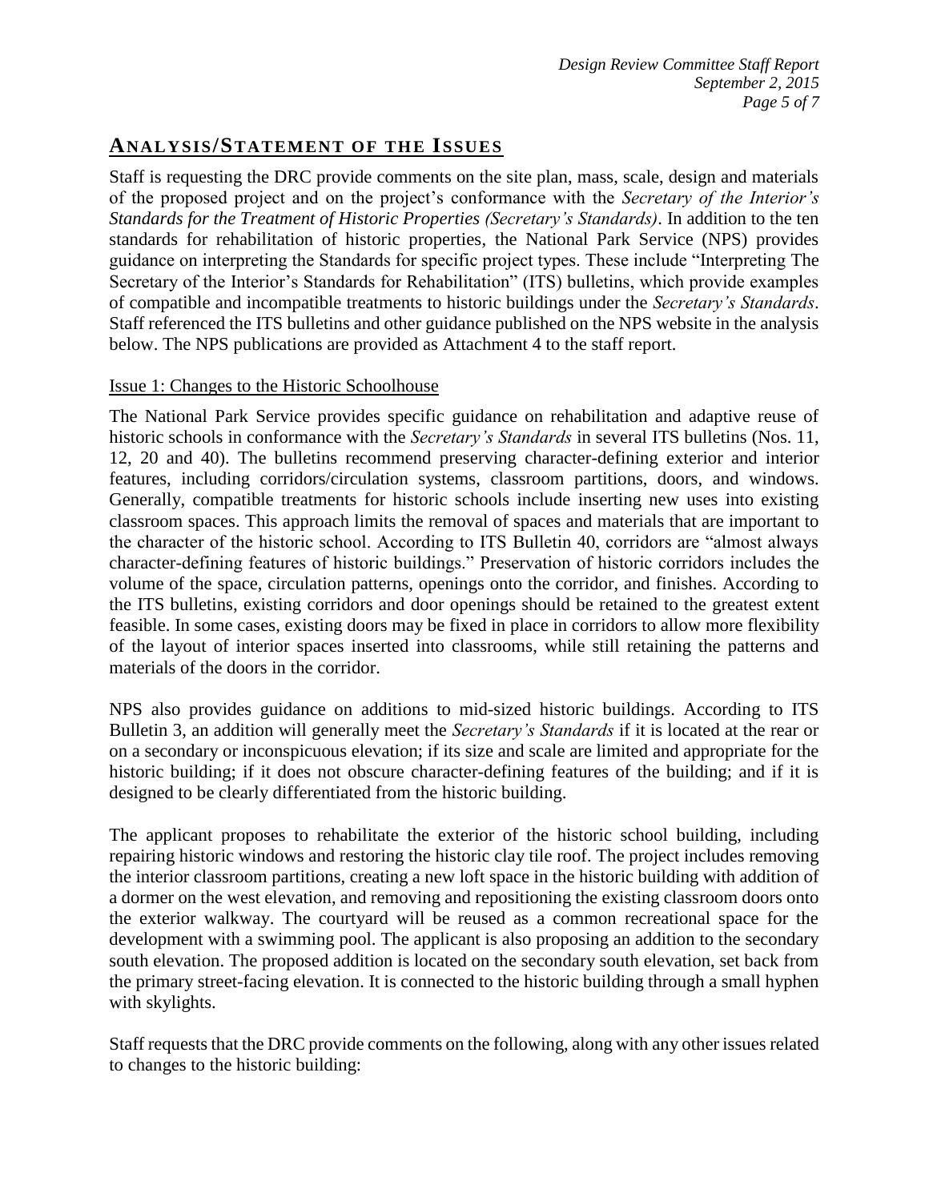## Analysis/Statement of the Issues

Staff is requesting the DRC provide comments on the site plan, mass, scale, design and materials of the proposed project and on the project's conformance with the *Secretary of the Interior's Standards for the Treatment of Historic Properties (Secretary's Standards)*. In addition to the ten standards for rehabilitation of historic properties, the National Park Service (NPS) provides guidance on interpreting the Standards for specific project types. These include "Interpreting The Secretary of the Interior's Standards for Rehabilitation" (ITS) bulletins, which provide examples of compatible and incompatible treatments to historic buildings under the *Secretary's Standards*. Staff referenced the ITS bulletins and other guidance published on the NPS website in the analysis below. The NPS publications are provided as Attachment 4 to the staff report.

### Issue 1: Changes to the Historic Schoolhouse

The National Park Service provides specific guidance on rehabilitation and adaptive reuse of historic schools in conformance with the *Secretary's Standards* in several ITS bulletins (Nos. 11, 12, 20 and 40). The bulletins recommend preserving character-defining exterior and interior features, including corridors/circulation systems, classroom partitions, doors, and windows. Generally, compatible treatments for historic schools include inserting new uses into existing classroom spaces. This approach limits the removal of spaces and materials that are important to the character of the historic school. According to ITS Bulletin 40, corridors are "almost always character-defining features of historic buildings." Preservation of historic corridors includes the volume of the space, circulation patterns, openings onto the corridor, and finishes. According to the ITS bulletins, existing corridors and door openings should be retained to the greatest extent feasible. In some cases, existing doors may be fixed in place in corridors to allow more flexibility of the layout of interior spaces inserted into classrooms, while still retaining the patterns and materials of the doors in the corridor.

NPS also provides guidance on additions to mid-sized historic buildings. According to ITS Bulletin 3, an addition will generally meet the *Secretary's Standards* if it is located at the rear or on a secondary or inconspicuous elevation; if its size and scale are limited and appropriate for the historic building; if it does not obscure character-defining features of the building; and if it is designed to be clearly differentiated from the historic building.

The applicant proposes to rehabilitate the exterior of the historic school building, including repairing historic windows and restoring the historic clay tile roof. The project includes removing the interior classroom partitions, creating a new loft space in the historic building with addition of a dormer on the west elevation, and removing and repositioning the existing classroom doors onto the exterior walkway. The courtyard will be reused as a common recreational space for the development with a swimming pool. The applicant is also proposing an addition to the secondary south elevation. The proposed addition is located on the secondary south elevation, set back from the primary street-facing elevation. It is connected to the historic building through a small hyphen with skylights.

Staff requests that the DRC provide comments on the following, along with any other issues related to changes to the historic building: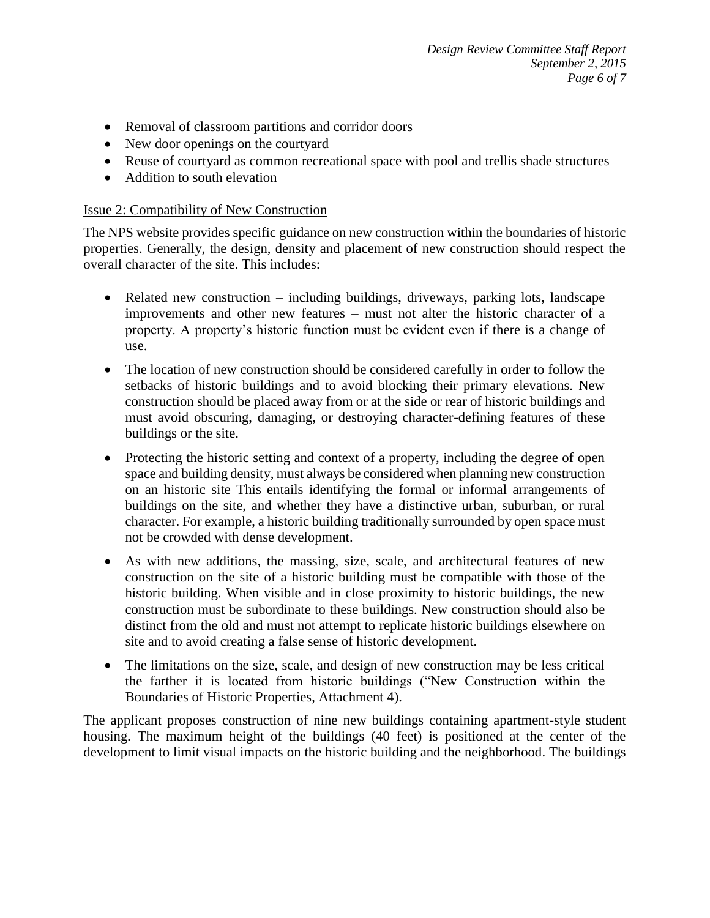- Removal of classroom partitions and corridor doors
- New door openings on the courtyard
- Reuse of courtyard as common recreational space with pool and trellis shade structures
- Addition to south elevation

Issue 2: Compatibility of New Construction

The NPS website provides specific guidance on new construction within the boundaries of historic properties. Generally, the design, density and placement of new construction should respect the overall character of the site. This includes:

- Related new construction – including buildings, driveways, parking lots, landscape improvements and other new features – must not alter the historic character of a property. A property's historic function must be evident even if there is a change of use.
- The location of new construction should be considered carefully in order to follow the setbacks of historic buildings and to avoid blocking their primary elevations. New construction should be placed away from or at the side or rear of historic buildings and must avoid obscuring, damaging, or destroying character-defining features of these buildings or the site.
- Protecting the historic setting and context of a property, including the degree of open space and building density, must always be considered when planning new construction on an historic site This entails identifying the formal or informal arrangements of buildings on the site, and whether they have a distinctive urban, suburban, or rural character. For example, a historic building traditionally surrounded by open space must not be crowded with dense development.
- As with new additions, the massing, size, scale, and architectural features of new construction on the site of a historic building must be compatible with those of the historic building. When visible and in close proximity to historic buildings, the new construction must be subordinate to these buildings. New construction should also be distinct from the old and must not attempt to replicate historic buildings elsewhere on site and to avoid creating a false sense of historic development.
- The limitations on the size, scale, and design of new construction may be less critical the farther it is located from historic buildings ("New Construction within the Boundaries of Historic Properties, Attachment 4).

The applicant proposes construction of nine new buildings containing apartment-style student housing. The maximum height of the buildings (40 feet) is positioned at the center of the development to limit visual impacts on the historic building and the neighborhood. The buildings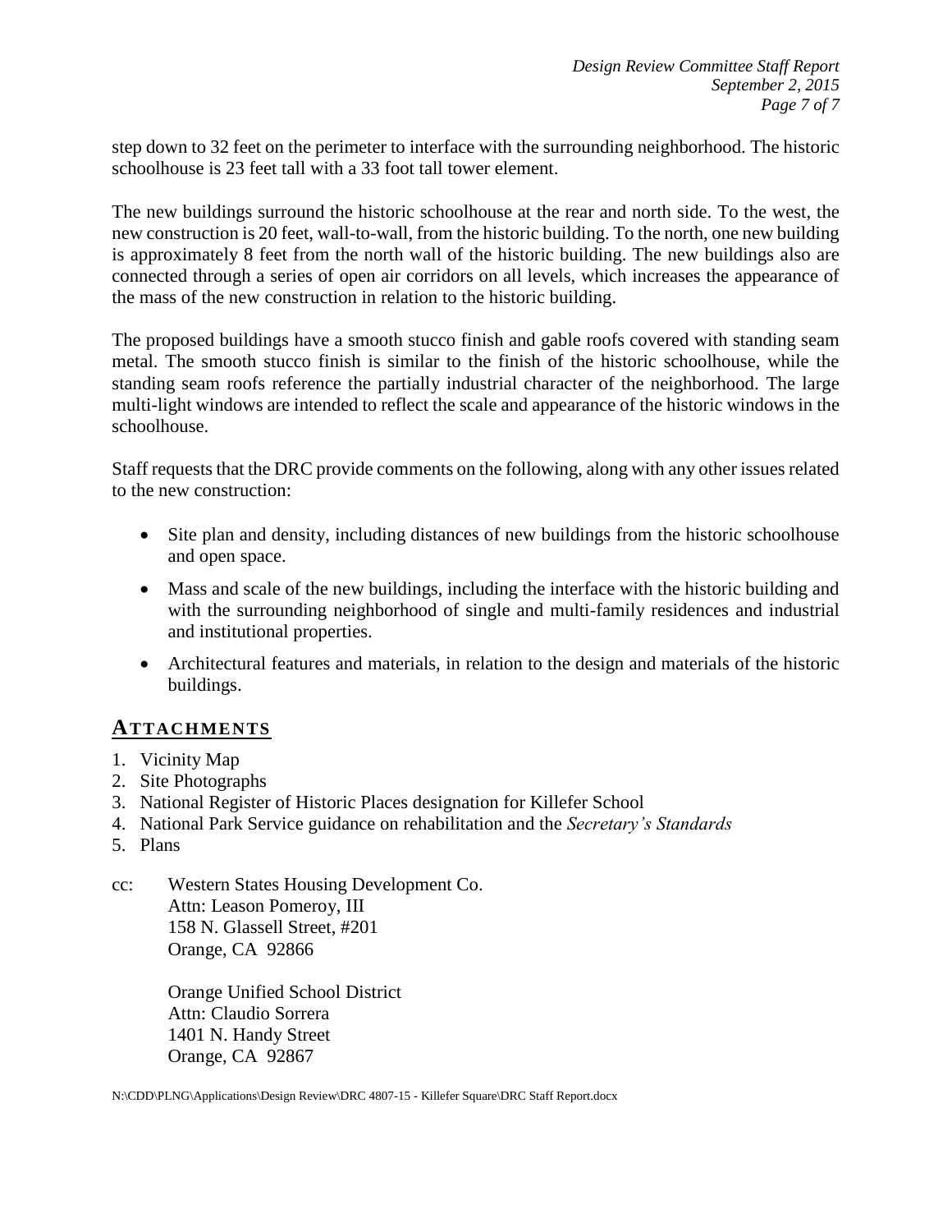step down to 32 feet on the perimeter to interface with the surrounding neighborhood. The historic schoolhouse is 23 feet tall with a 33 foot tall tower element.

The new buildings surround the historic schoolhouse at the rear and north side. To the west, the new construction is 20 feet, wall-to-wall, from the historic building. To the north, one new building is approximately 8 feet from the north wall of the historic building. The new buildings also are connected through a series of open air corridors on all levels, which increases the appearance of the mass of the new construction in relation to the historic building.

The proposed buildings have a smooth stucco finish and gable roofs covered with standing seam metal. The smooth stucco finish is similar to the finish of the historic schoolhouse, while the standing seam roofs reference the partially industrial character of the neighborhood. The large multi-light windows are intended to reflect the scale and appearance of the historic windows in the schoolhouse.

Staff requests that the DRC provide comments on the following, along with any other issues related to the new construction:

- Site plan and density, including distances of new buildings from the historic schoolhouse and open space.
- Mass and scale of the new buildings, including the interface with the historic building and with the surrounding neighborhood of single and multi-family residences and industrial and institutional properties.
- Architectural features and materials, in relation to the design and materials of the historic buildings.

## ATTACHMENTS

1. Vicinity Map
2. Site Photographs
3. National Register of Historic Places designation for Killefer School
4. National Park Service guidance on rehabilitation and the *Secretary's Standards*
5. Plans

cc: Western States Housing Development Co.
Attn: Leason Pomeroy, III
158 N. Glassell Street, #201
Orange, CA 92866

Orange Unified School District
Attn: Claudio Sorrera
1401 N. Handy Street
Orange, CA 92867

N:\CDD\PLNG\Applications\Design Review\DRC 4807-15 - Killefer Square\DRC Staff Report.docx